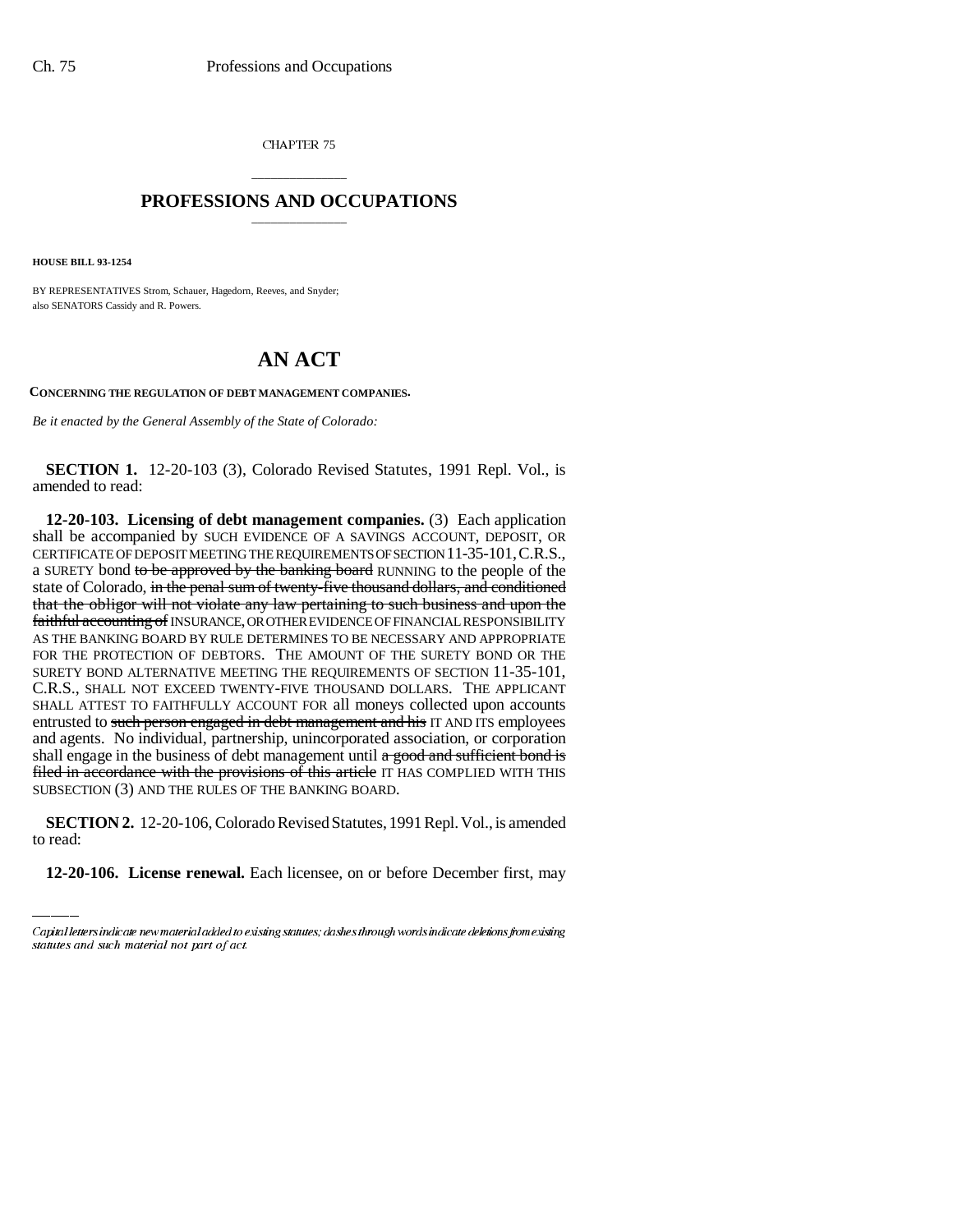CHAPTER 75

## PROFESSIONS AND OCCUPATIONS

**HOUSE BILL 93-1254**

BY REPRESENTATIVES Strom, Schauer, Hagedorn, Reeves, and Snyder;
also SENATORS Cassidy and R. Powers.

# AN ACT

**CONCERNING THE REGULATION OF DEBT MANAGEMENT COMPANIES.**

*Be it enacted by the General Assembly of the State of Colorado:*

**SECTION 1.** 12-20-103 (3), Colorado Revised Statutes, 1991 Repl. Vol., is amended to read:

**12-20-103. Licensing of debt management companies.** (3) Each application shall be accompanied by SUCH EVIDENCE OF A SAVINGS ACCOUNT, DEPOSIT, OR CERTIFICATE OF DEPOSIT MEETING THE REQUIREMENTS OF SECTION 11-35-101, C.R.S., a SURETY bond ~~to be approved by the banking board~~ RUNNING to the people of the state of Colorado, ~~in the penal sum of twenty-five thousand dollars, and conditioned that the obligor will not violate any law pertaining to such business and upon the faithful accounting of~~ INSURANCE, OR OTHER EVIDENCE OF FINANCIAL RESPONSIBILITY AS THE BANKING BOARD BY RULE DETERMINES TO BE NECESSARY AND APPROPRIATE FOR THE PROTECTION OF DEBTORS. THE AMOUNT OF THE SURETY BOND OR THE SURETY BOND ALTERNATIVE MEETING THE REQUIREMENTS OF SECTION 11-35-101, C.R.S., SHALL NOT EXCEED TWENTY-FIVE THOUSAND DOLLARS. THE APPLICANT SHALL ATTEST TO FAITHFULLY ACCOUNT FOR all moneys collected upon accounts entrusted to ~~such person engaged in debt management and his~~ IT AND ITS employees and agents. No individual, partnership, unincorporated association, or corporation shall engage in the business of debt management until ~~a good and sufficient bond is filed in accordance with the provisions of this article~~ IT HAS COMPLIED WITH THIS SUBSECTION (3) AND THE RULES OF THE BANKING BOARD.

**SECTION 2.** 12-20-106, Colorado Revised Statutes, 1991 Repl. Vol., is amended to read:

**12-20-106. License renewal.** Each licensee, on or before December first, may

Capital letters indicate new material added to existing statutes; dashes through words indicate deletions from existing statutes and such material not part of act.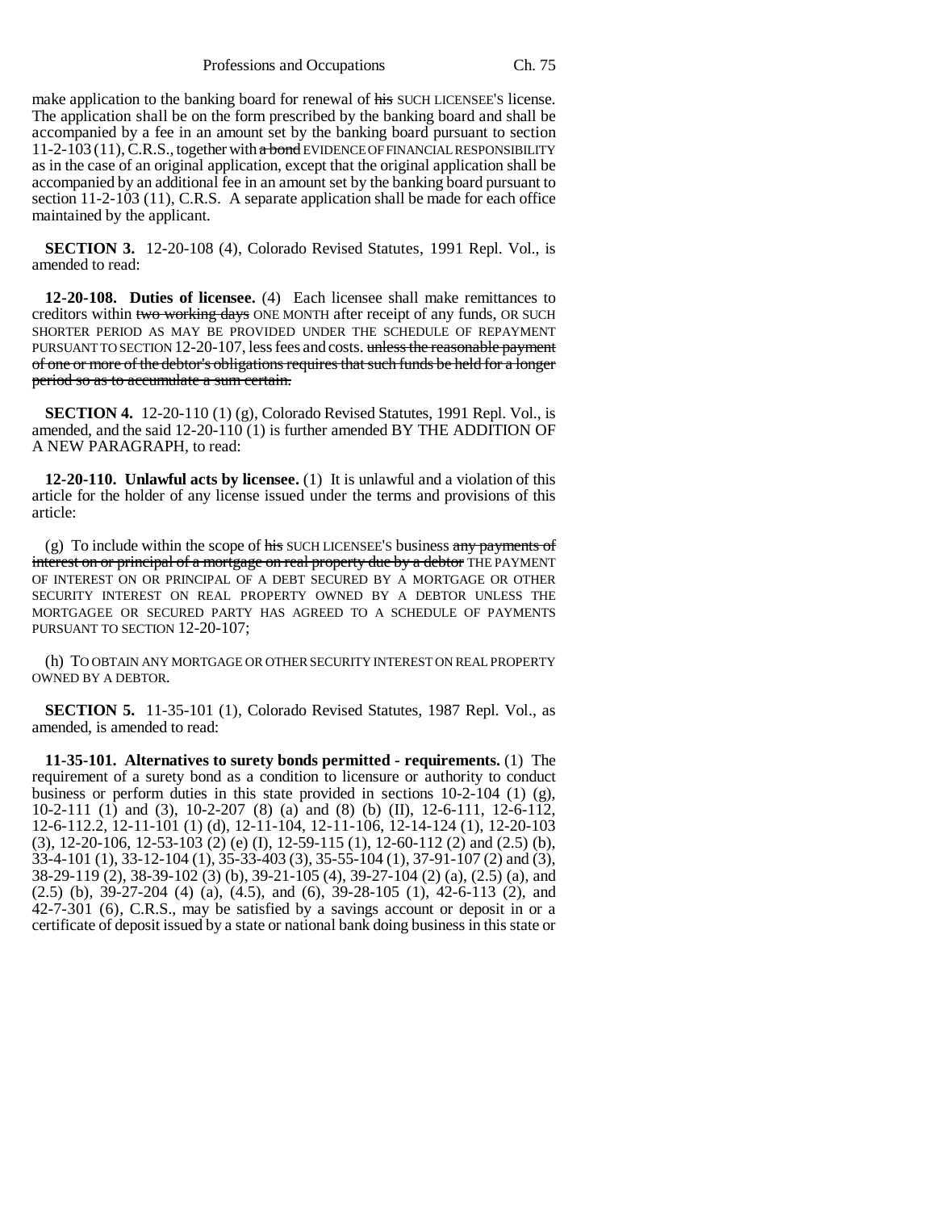make application to the banking board for renewal of ~~his~~ SUCH LICENSEE'S license. The application shall be on the form prescribed by the banking board and shall be accompanied by a fee in an amount set by the banking board pursuant to section 11-2-103 (11), C.R.S., together with ~~a bond~~ EVIDENCE OF FINANCIAL RESPONSIBILITY as in the case of an original application, except that the original application shall be accompanied by an additional fee in an amount set by the banking board pursuant to section 11-2-103 (11), C.R.S. A separate application shall be made for each office maintained by the applicant.

**SECTION 3.** 12-20-108 (4), Colorado Revised Statutes, 1991 Repl. Vol., is amended to read:

**12-20-108. Duties of licensee.** (4) Each licensee shall make remittances to creditors within ~~two working days~~ ONE MONTH after receipt of any funds, OR SUCH SHORTER PERIOD AS MAY BE PROVIDED UNDER THE SCHEDULE OF REPAYMENT PURSUANT TO SECTION 12-20-107, less fees and costs. ~~unless the reasonable payment of one or more of the debtor's obligations requires that such funds be held for a longer period so as to accumulate a sum certain.~~

**SECTION 4.** 12-20-110 (1) (g), Colorado Revised Statutes, 1991 Repl. Vol., is amended, and the said 12-20-110 (1) is further amended BY THE ADDITION OF A NEW PARAGRAPH, to read:

**12-20-110. Unlawful acts by licensee.** (1) It is unlawful and a violation of this article for the holder of any license issued under the terms and provisions of this article:

(g) To include within the scope of ~~his~~ SUCH LICENSEE'S business ~~any payments of interest on or principal of a mortgage on real property due by a debtor~~ THE PAYMENT OF INTEREST ON OR PRINCIPAL OF A DEBT SECURED BY A MORTGAGE OR OTHER SECURITY INTEREST ON REAL PROPERTY OWNED BY A DEBTOR UNLESS THE MORTGAGEE OR SECURED PARTY HAS AGREED TO A SCHEDULE OF PAYMENTS PURSUANT TO SECTION 12-20-107;

(h) TO OBTAIN ANY MORTGAGE OR OTHER SECURITY INTEREST ON REAL PROPERTY OWNED BY A DEBTOR.

**SECTION 5.** 11-35-101 (1), Colorado Revised Statutes, 1987 Repl. Vol., as amended, is amended to read:

**11-35-101. Alternatives to surety bonds permitted - requirements.** (1) The requirement of a surety bond as a condition to licensure or authority to conduct business or perform duties in this state provided in sections 10-2-104 (1) (g), 10-2-111 (1) and (3), 10-2-207 (8) (a) and (8) (b) (II), 12-6-111, 12-6-112, 12-6-112.2, 12-11-101 (1) (d), 12-11-104, 12-11-106, 12-14-124 (1), 12-20-103 (3), 12-20-106, 12-53-103 (2) (e) (I), 12-59-115 (1), 12-60-112 (2) and (2.5) (b), 33-4-101 (1), 33-12-104 (1), 35-33-403 (3), 35-55-104 (1), 37-91-107 (2) and (3), 38-29-119 (2), 38-39-102 (3) (b), 39-21-105 (4), 39-27-104 (2) (a), (2.5) (a), and (2.5) (b), 39-27-204 (4) (a), (4.5), and (6), 39-28-105 (1), 42-6-113 (2), and 42-7-301 (6), C.R.S., may be satisfied by a savings account or deposit in or a certificate of deposit issued by a state or national bank doing business in this state or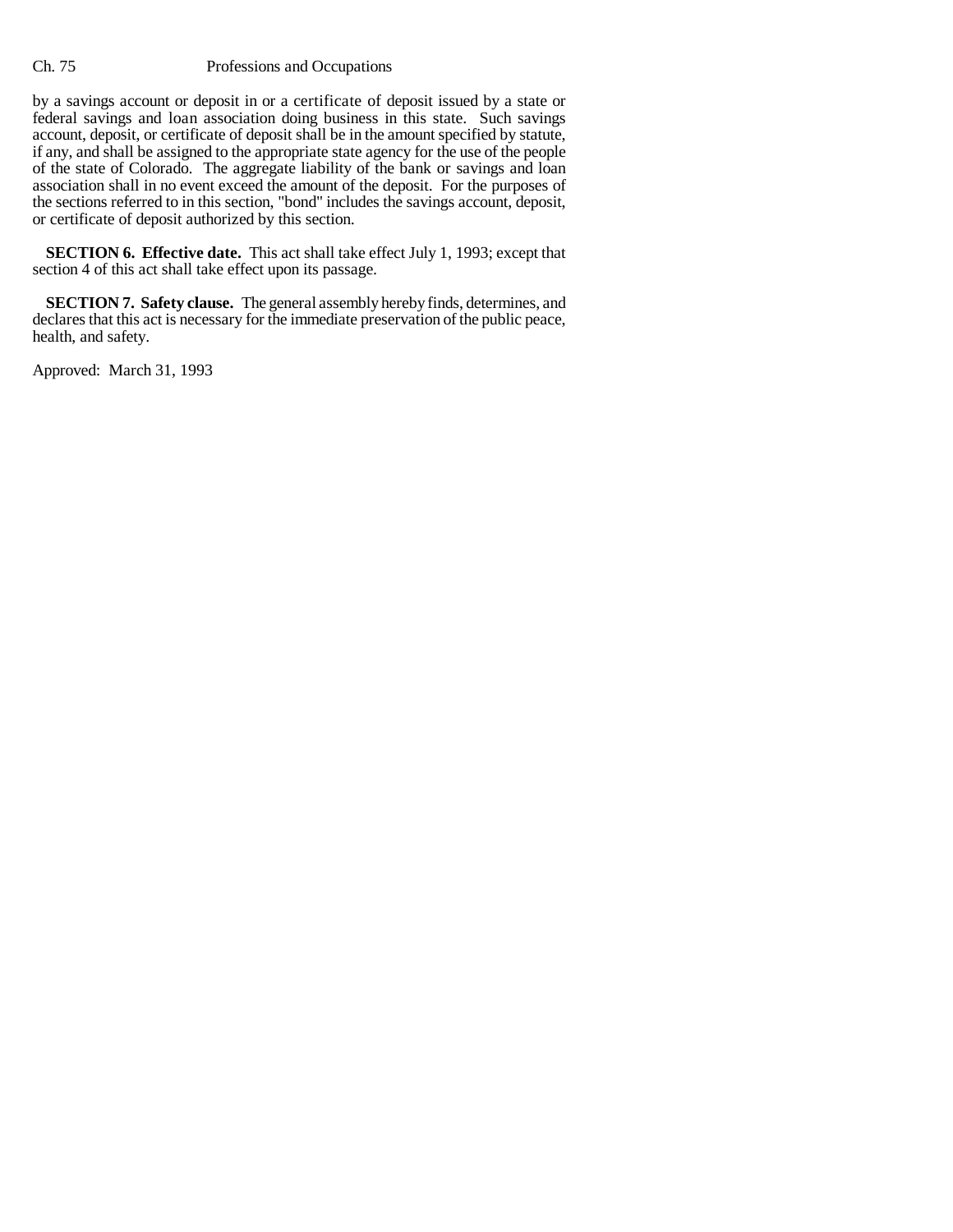by a savings account or deposit in or a certificate of deposit issued by a state or federal savings and loan association doing business in this state. Such savings account, deposit, or certificate of deposit shall be in the amount specified by statute, if any, and shall be assigned to the appropriate state agency for the use of the people of the state of Colorado. The aggregate liability of the bank or savings and loan association shall in no event exceed the amount of the deposit. For the purposes of the sections referred to in this section, "bond" includes the savings account, deposit, or certificate of deposit authorized by this section.

**SECTION 6. Effective date.** This act shall take effect July 1, 1993; except that section 4 of this act shall take effect upon its passage.

**SECTION 7. Safety clause.** The general assembly hereby finds, determines, and declares that this act is necessary for the immediate preservation of the public peace, health, and safety.

Approved: March 31, 1993